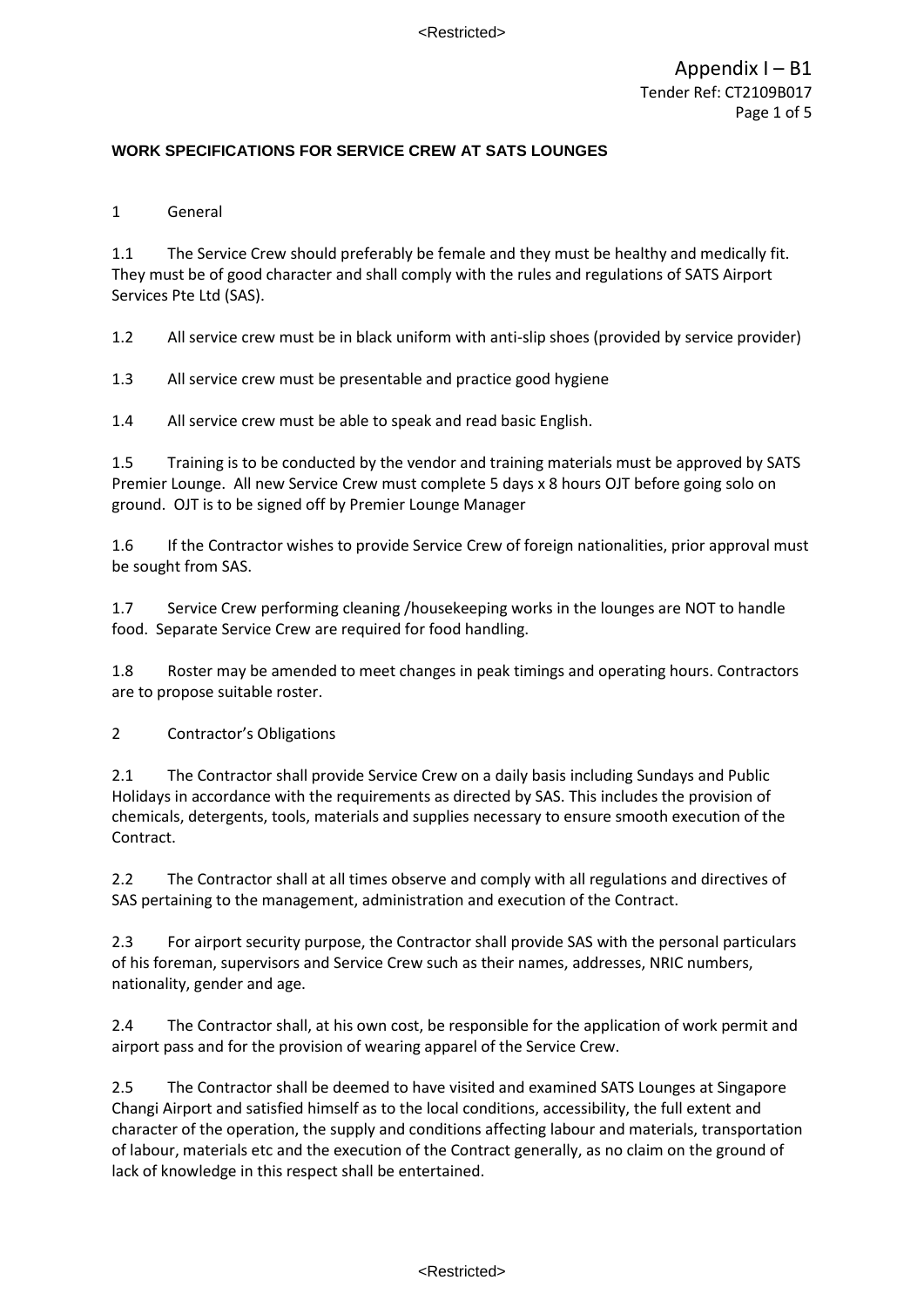Appendix I – B1
Tender Ref: CT2109B017

**WORK SPECIFICATIONS FOR SERVICE CREW AT SATS LOUNGES**

1 General

1.1 The Service Crew should preferably be female and they must be healthy and medically fit. They must be of good character and shall comply with the rules and regulations of SATS Airport Services Pte Ltd (SAS).

1.2 All service crew must be in black uniform with anti-slip shoes (provided by service provider)

1.3 All service crew must be presentable and practice good hygiene

1.4 All service crew must be able to speak and read basic English.

1.5 Training is to be conducted by the vendor and training materials must be approved by SATS Premier Lounge. All new Service Crew must complete 5 days x 8 hours OJT before going solo on ground. OJT is to be signed off by Premier Lounge Manager

1.6 If the Contractor wishes to provide Service Crew of foreign nationalities, prior approval must be sought from SAS.

1.7 Service Crew performing cleaning /housekeeping works in the lounges are NOT to handle food. Separate Service Crew are required for food handling.

1.8 Roster may be amended to meet changes in peak timings and operating hours. Contractors are to propose suitable roster.

2 Contractor's Obligations

2.1 The Contractor shall provide Service Crew on a daily basis including Sundays and Public Holidays in accordance with the requirements as directed by SAS. This includes the provision of chemicals, detergents, tools, materials and supplies necessary to ensure smooth execution of the Contract.

2.2 The Contractor shall at all times observe and comply with all regulations and directives of SAS pertaining to the management, administration and execution of the Contract.

2.3 For airport security purpose, the Contractor shall provide SAS with the personal particulars of his foreman, supervisors and Service Crew such as their names, addresses, NRIC numbers, nationality, gender and age.

2.4 The Contractor shall, at his own cost, be responsible for the application of work permit and airport pass and for the provision of wearing apparel of the Service Crew.

2.5 The Contractor shall be deemed to have visited and examined SATS Lounges at Singapore Changi Airport and satisfied himself as to the local conditions, accessibility, the full extent and character of the operation, the supply and conditions affecting labour and materials, transportation of labour, materials etc and the execution of the Contract generally, as no claim on the ground of lack of knowledge in this respect shall be entertained.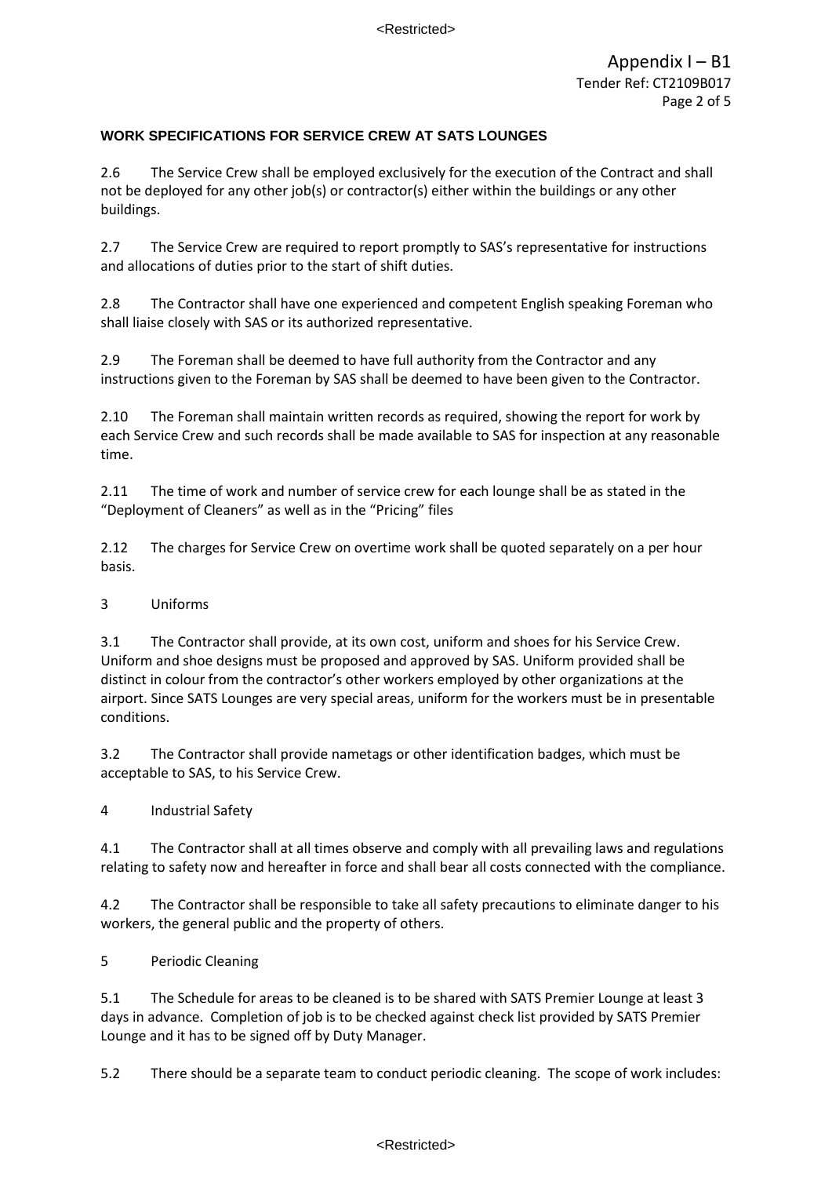**WORK SPECIFICATIONS FOR SERVICE CREW AT SATS LOUNGES**

2.6 The Service Crew shall be employed exclusively for the execution of the Contract and shall not be deployed for any other job(s) or contractor(s) either within the buildings or any other buildings.

2.7 The Service Crew are required to report promptly to SAS's representative for instructions and allocations of duties prior to the start of shift duties.

2.8 The Contractor shall have one experienced and competent English speaking Foreman who shall liaise closely with SAS or its authorized representative.

2.9 The Foreman shall be deemed to have full authority from the Contractor and any instructions given to the Foreman by SAS shall be deemed to have been given to the Contractor.

2.10 The Foreman shall maintain written records as required, showing the report for work by each Service Crew and such records shall be made available to SAS for inspection at any reasonable time.

2.11 The time of work and number of service crew for each lounge shall be as stated in the "Deployment of Cleaners" as well as in the "Pricing" files

2.12 The charges for Service Crew on overtime work shall be quoted separately on a per hour basis.

3 Uniforms

3.1 The Contractor shall provide, at its own cost, uniform and shoes for his Service Crew. Uniform and shoe designs must be proposed and approved by SAS. Uniform provided shall be distinct in colour from the contractor's other workers employed by other organizations at the airport. Since SATS Lounges are very special areas, uniform for the workers must be in presentable conditions.

3.2 The Contractor shall provide nametags or other identification badges, which must be acceptable to SAS, to his Service Crew.

4 Industrial Safety

4.1 The Contractor shall at all times observe and comply with all prevailing laws and regulations relating to safety now and hereafter in force and shall bear all costs connected with the compliance.

4.2 The Contractor shall be responsible to take all safety precautions to eliminate danger to his workers, the general public and the property of others.

5 Periodic Cleaning

5.1 The Schedule for areas to be cleaned is to be shared with SATS Premier Lounge at least 3 days in advance. Completion of job is to be checked against check list provided by SATS Premier Lounge and it has to be signed off by Duty Manager.

5.2 There should be a separate team to conduct periodic cleaning. The scope of work includes: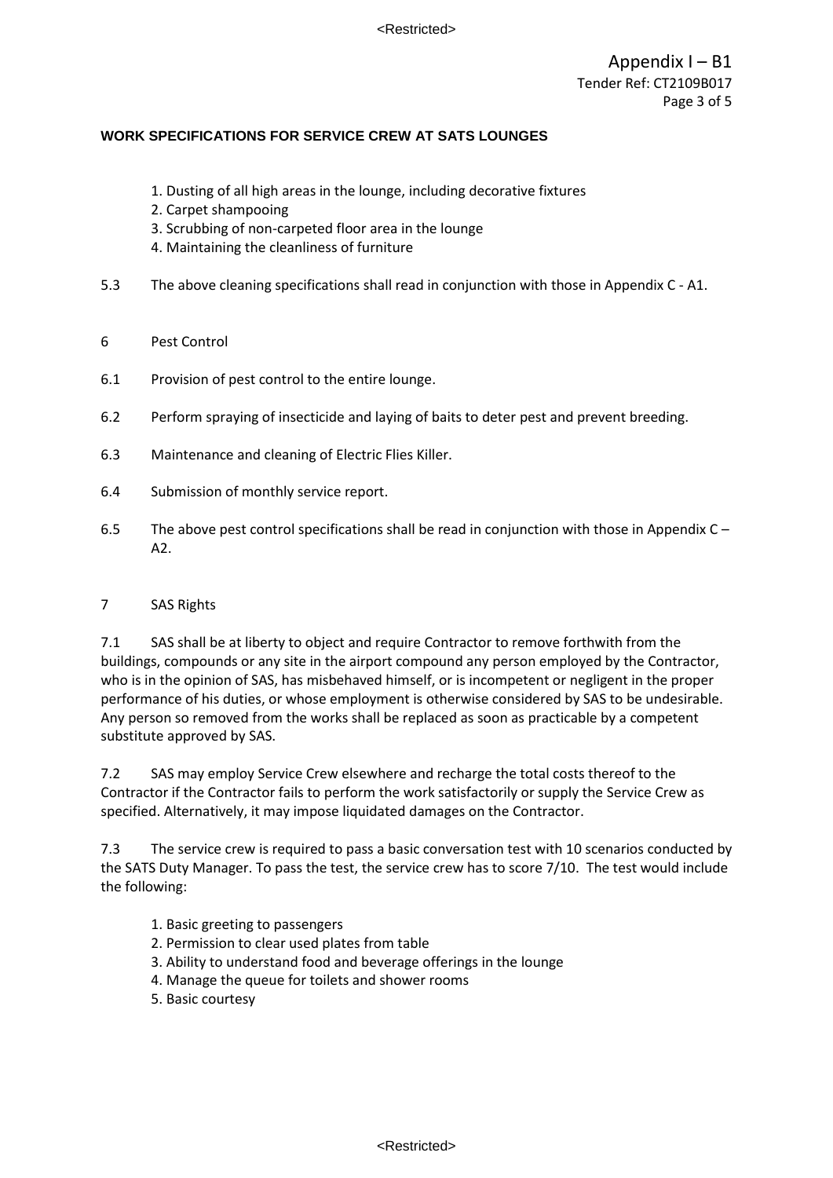**WORK SPECIFICATIONS FOR SERVICE CREW AT SATS LOUNGES**

1. Dusting of all high areas in the lounge, including decorative fixtures
2. Carpet shampooing
3. Scrubbing of non-carpeted floor area in the lounge
4. Maintaining the cleanliness of furniture

5.3 The above cleaning specifications shall read in conjunction with those in Appendix C - A1.

6 Pest Control

6.1 Provision of pest control to the entire lounge.

6.2 Perform spraying of insecticide and laying of baits to deter pest and prevent breeding.

6.3 Maintenance and cleaning of Electric Flies Killer.

6.4 Submission of monthly service report.

6.5 The above pest control specifications shall be read in conjunction with those in Appendix C – A2.

7 SAS Rights

7.1 SAS shall be at liberty to object and require Contractor to remove forthwith from the buildings, compounds or any site in the airport compound any person employed by the Contractor, who is in the opinion of SAS, has misbehaved himself, or is incompetent or negligent in the proper performance of his duties, or whose employment is otherwise considered by SAS to be undesirable. Any person so removed from the works shall be replaced as soon as practicable by a competent substitute approved by SAS.

7.2 SAS may employ Service Crew elsewhere and recharge the total costs thereof to the Contractor if the Contractor fails to perform the work satisfactorily or supply the Service Crew as specified. Alternatively, it may impose liquidated damages on the Contractor.

7.3 The service crew is required to pass a basic conversation test with 10 scenarios conducted by the SATS Duty Manager. To pass the test, the service crew has to score 7/10. The test would include the following:

1. Basic greeting to passengers
2. Permission to clear used plates from table
3. Ability to understand food and beverage offerings in the lounge
4. Manage the queue for toilets and shower rooms
5. Basic courtesy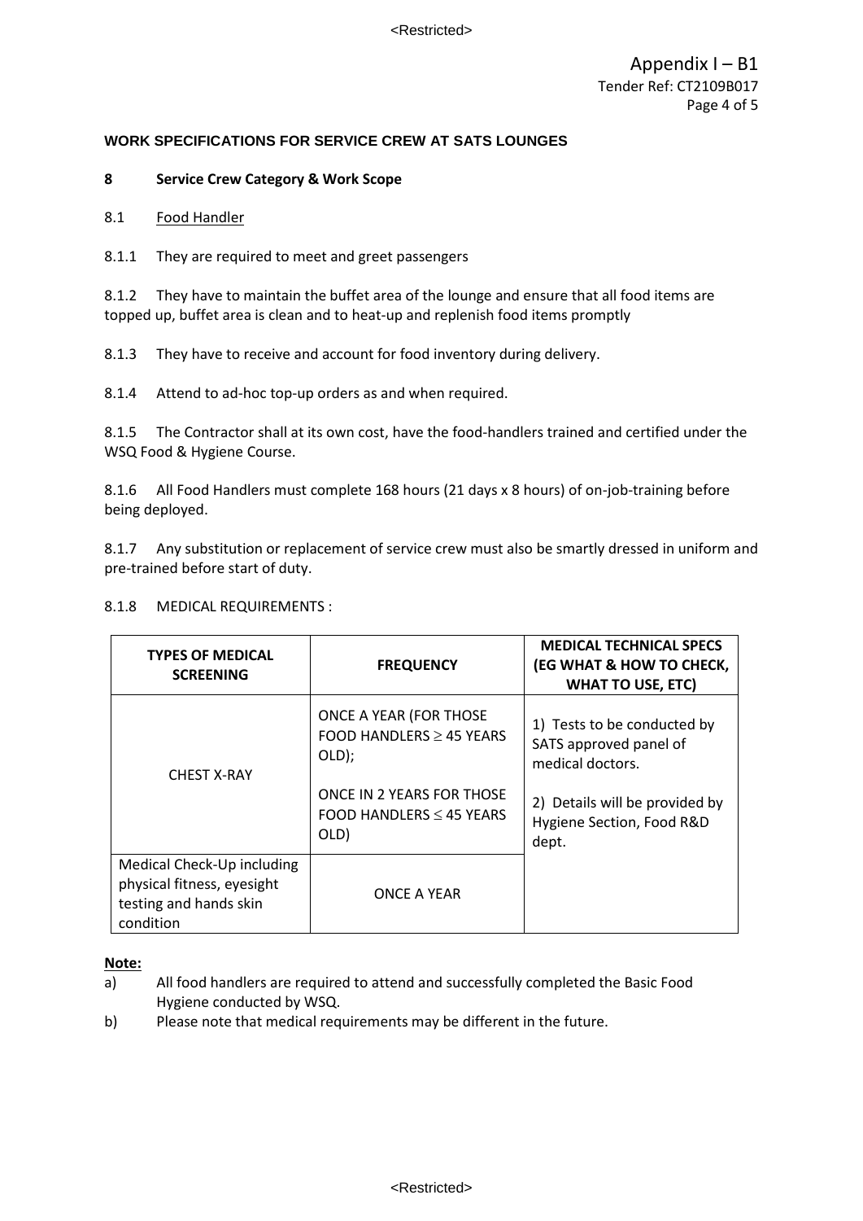Appendix I – B1
Tender Ref: CT2109B017

**WORK SPECIFICATIONS FOR SERVICE CREW AT SATS LOUNGES**

## 8 Service Crew Category & Work Scope

### 8.1 Food Handler

8.1.1 They are required to meet and greet passengers

8.1.2 They have to maintain the buffet area of the lounge and ensure that all food items are topped up, buffet area is clean and to heat-up and replenish food items promptly

8.1.3 They have to receive and account for food inventory during delivery.

8.1.4 Attend to ad-hoc top-up orders as and when required.

8.1.5 The Contractor shall at its own cost, have the food-handlers trained and certified under the WSQ Food & Hygiene Course.

8.1.6 All Food Handlers must complete 168 hours (21 days x 8 hours) of on-job-training before being deployed.

8.1.7 Any substitution or replacement of service crew must also be smartly dressed in uniform and pre-trained before start of duty.

8.1.8 MEDICAL REQUIREMENTS :

| TYPES OF MEDICAL SCREENING | FREQUENCY | MEDICAL TECHNICAL SPECS (EG WHAT & HOW TO CHECK, WHAT TO USE, ETC) |
|---|---|---|
| CHEST X-RAY | ONCE A YEAR (FOR THOSE FOOD HANDLERS ≥ 45 YEARS OLD); ONCE IN 2 YEARS FOR THOSE FOOD HANDLERS ≤ 45 YEARS OLD) | 1) Tests to be conducted by SATS approved panel of medical doctors. 2) Details will be provided by Hygiene Section, Food R&D dept. |
| Medical Check-Up including physical fitness, eyesight testing and hands skin condition | ONCE A YEAR | |

**Note:**

a) All food handlers are required to attend and successfully completed the Basic Food Hygiene conducted by WSQ.

b) Please note that medical requirements may be different in the future.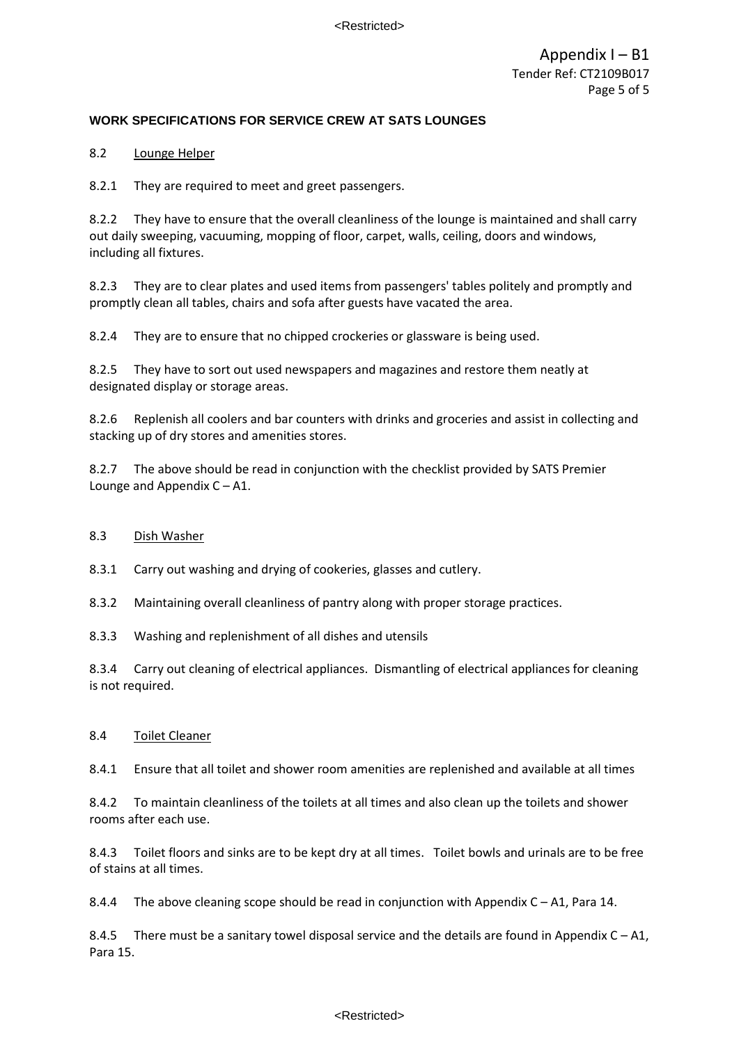# WORK SPECIFICATIONS FOR SERVICE CREW AT SATS LOUNGES

## 8.2 Lounge Helper

8.2.1 They are required to meet and greet passengers.

8.2.2 They have to ensure that the overall cleanliness of the lounge is maintained and shall carry out daily sweeping, vacuuming, mopping of floor, carpet, walls, ceiling, doors and windows, including all fixtures.

8.2.3 They are to clear plates and used items from passengers' tables politely and promptly and promptly clean all tables, chairs and sofa after guests have vacated the area.

8.2.4 They are to ensure that no chipped crockeries or glassware is being used.

8.2.5 They have to sort out used newspapers and magazines and restore them neatly at designated display or storage areas.

8.2.6 Replenish all coolers and bar counters with drinks and groceries and assist in collecting and stacking up of dry stores and amenities stores.

8.2.7 The above should be read in conjunction with the checklist provided by SATS Premier Lounge and Appendix C – A1.

## 8.3 Dish Washer

8.3.1 Carry out washing and drying of cookeries, glasses and cutlery.

8.3.2 Maintaining overall cleanliness of pantry along with proper storage practices.

8.3.3 Washing and replenishment of all dishes and utensils

8.3.4 Carry out cleaning of electrical appliances. Dismantling of electrical appliances for cleaning is not required.

## 8.4 Toilet Cleaner

8.4.1 Ensure that all toilet and shower room amenities are replenished and available at all times

8.4.2 To maintain cleanliness of the toilets at all times and also clean up the toilets and shower rooms after each use.

8.4.3 Toilet floors and sinks are to be kept dry at all times. Toilet bowls and urinals are to be free of stains at all times.

8.4.4 The above cleaning scope should be read in conjunction with Appendix C – A1, Para 14.

8.4.5 There must be a sanitary towel disposal service and the details are found in Appendix C – A1, Para 15.